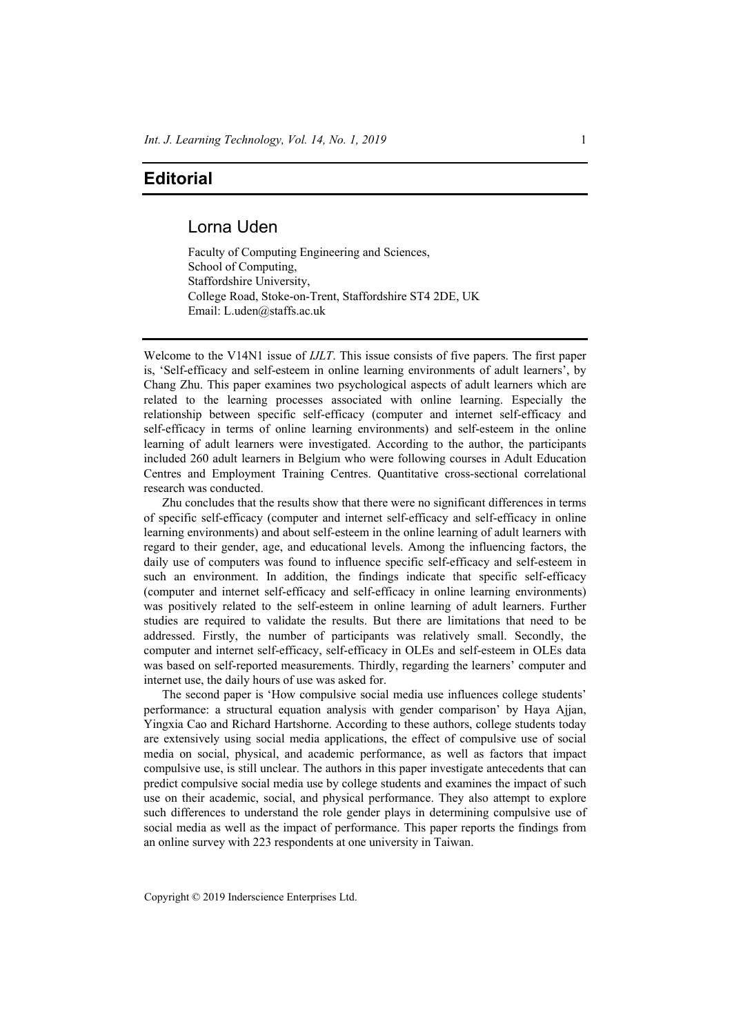# Editorial

## Lorna Uden

Faculty of Computing Engineering and Sciences,
School of Computing,
Staffordshire University,
College Road, Stoke-on-Trent, Staffordshire ST4 2DE, UK
Email: L.uden@staffs.ac.uk

Welcome to the V14N1 issue of *IJLT*. This issue consists of five papers. The first paper is, 'Self-efficacy and self-esteem in online learning environments of adult learners', by Chang Zhu. This paper examines two psychological aspects of adult learners which are related to the learning processes associated with online learning. Especially the relationship between specific self-efficacy (computer and internet self-efficacy and self-efficacy in terms of online learning environments) and self-esteem in the online learning of adult learners were investigated. According to the author, the participants included 260 adult learners in Belgium who were following courses in Adult Education Centres and Employment Training Centres. Quantitative cross-sectional correlational research was conducted.

Zhu concludes that the results show that there were no significant differences in terms of specific self-efficacy (computer and internet self-efficacy and self-efficacy in online learning environments) and about self-esteem in the online learning of adult learners with regard to their gender, age, and educational levels. Among the influencing factors, the daily use of computers was found to influence specific self-efficacy and self-esteem in such an environment. In addition, the findings indicate that specific self-efficacy (computer and internet self-efficacy and self-efficacy in online learning environments) was positively related to the self-esteem in online learning of adult learners. Further studies are required to validate the results. But there are limitations that need to be addressed. Firstly, the number of participants was relatively small. Secondly, the computer and internet self-efficacy, self-efficacy in OLEs and self-esteem in OLEs data was based on self-reported measurements. Thirdly, regarding the learners' computer and internet use, the daily hours of use was asked for.

The second paper is 'How compulsive social media use influences college students' performance: a structural equation analysis with gender comparison' by Haya Ajjan, Yingxia Cao and Richard Hartshorne. According to these authors, college students today are extensively using social media applications, the effect of compulsive use of social media on social, physical, and academic performance, as well as factors that impact compulsive use, is still unclear. The authors in this paper investigate antecedents that can predict compulsive social media use by college students and examines the impact of such use on their academic, social, and physical performance. They also attempt to explore such differences to understand the role gender plays in determining compulsive use of social media as well as the impact of performance. This paper reports the findings from an online survey with 223 respondents at one university in Taiwan.

Copyright © 2019 Inderscience Enterprises Ltd.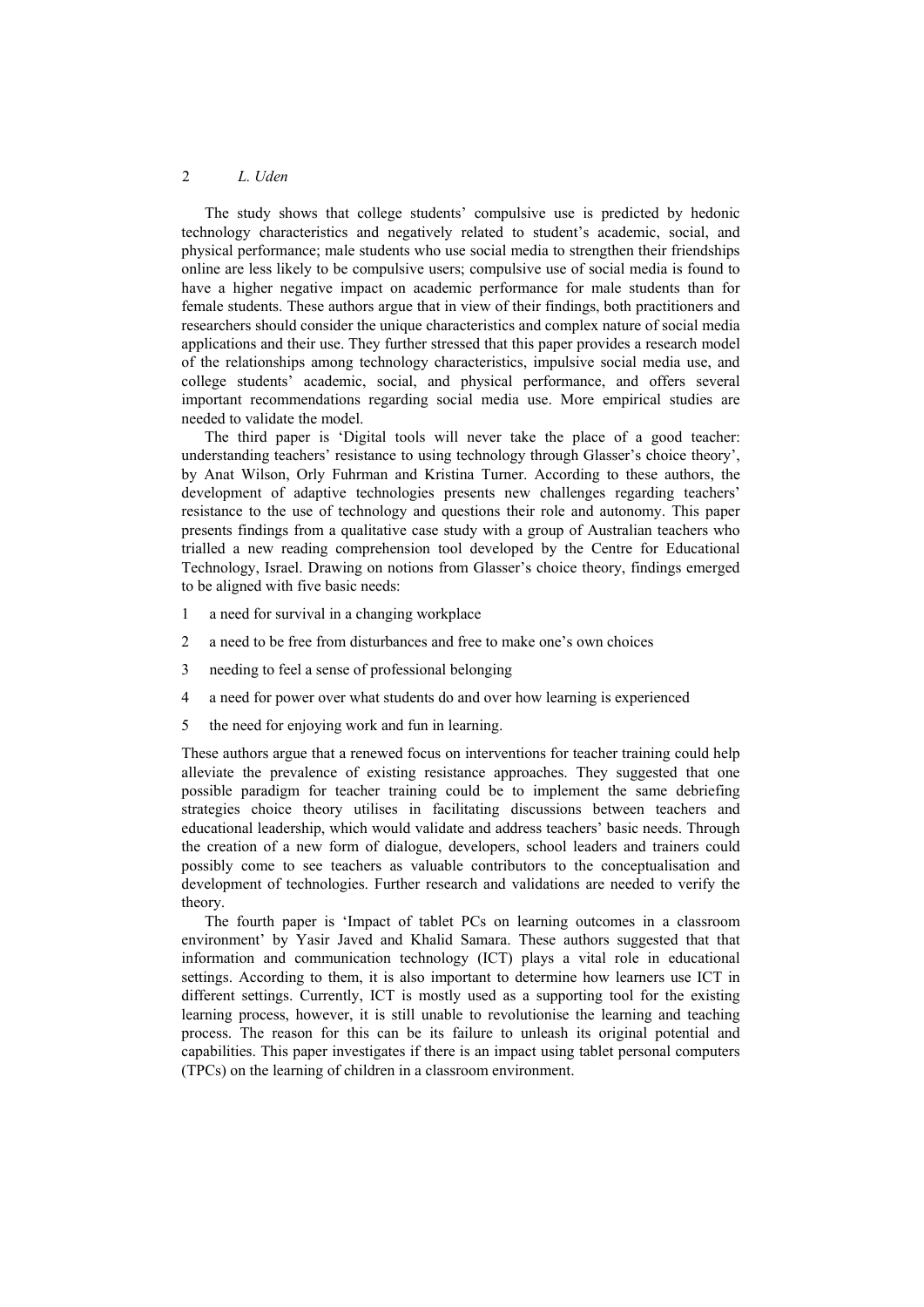The study shows that college students' compulsive use is predicted by hedonic technology characteristics and negatively related to student's academic, social, and physical performance; male students who use social media to strengthen their friendships online are less likely to be compulsive users; compulsive use of social media is found to have a higher negative impact on academic performance for male students than for female students. These authors argue that in view of their findings, both practitioners and researchers should consider the unique characteristics and complex nature of social media applications and their use. They further stressed that this paper provides a research model of the relationships among technology characteristics, impulsive social media use, and college students' academic, social, and physical performance, and offers several important recommendations regarding social media use. More empirical studies are needed to validate the model.

The third paper is 'Digital tools will never take the place of a good teacher: understanding teachers' resistance to using technology through Glasser's choice theory', by Anat Wilson, Orly Fuhrman and Kristina Turner. According to these authors, the development of adaptive technologies presents new challenges regarding teachers' resistance to the use of technology and questions their role and autonomy. This paper presents findings from a qualitative case study with a group of Australian teachers who trialled a new reading comprehension tool developed by the Centre for Educational Technology, Israel. Drawing on notions from Glasser's choice theory, findings emerged to be aligned with five basic needs:

1. a need for survival in a changing workplace
2. a need to be free from disturbances and free to make one's own choices
3. needing to feel a sense of professional belonging
4. a need for power over what students do and over how learning is experienced
5. the need for enjoying work and fun in learning.

These authors argue that a renewed focus on interventions for teacher training could help alleviate the prevalence of existing resistance approaches. They suggested that one possible paradigm for teacher training could be to implement the same debriefing strategies choice theory utilises in facilitating discussions between teachers and educational leadership, which would validate and address teachers' basic needs. Through the creation of a new form of dialogue, developers, school leaders and trainers could possibly come to see teachers as valuable contributors to the conceptualisation and development of technologies. Further research and validations are needed to verify the theory.

The fourth paper is 'Impact of tablet PCs on learning outcomes in a classroom environment' by Yasir Javed and Khalid Samara. These authors suggested that that information and communication technology (ICT) plays a vital role in educational settings. According to them, it is also important to determine how learners use ICT in different settings. Currently, ICT is mostly used as a supporting tool for the existing learning process, however, it is still unable to revolutionise the learning and teaching process. The reason for this can be its failure to unleash its original potential and capabilities. This paper investigates if there is an impact using tablet personal computers (TPCs) on the learning of children in a classroom environment.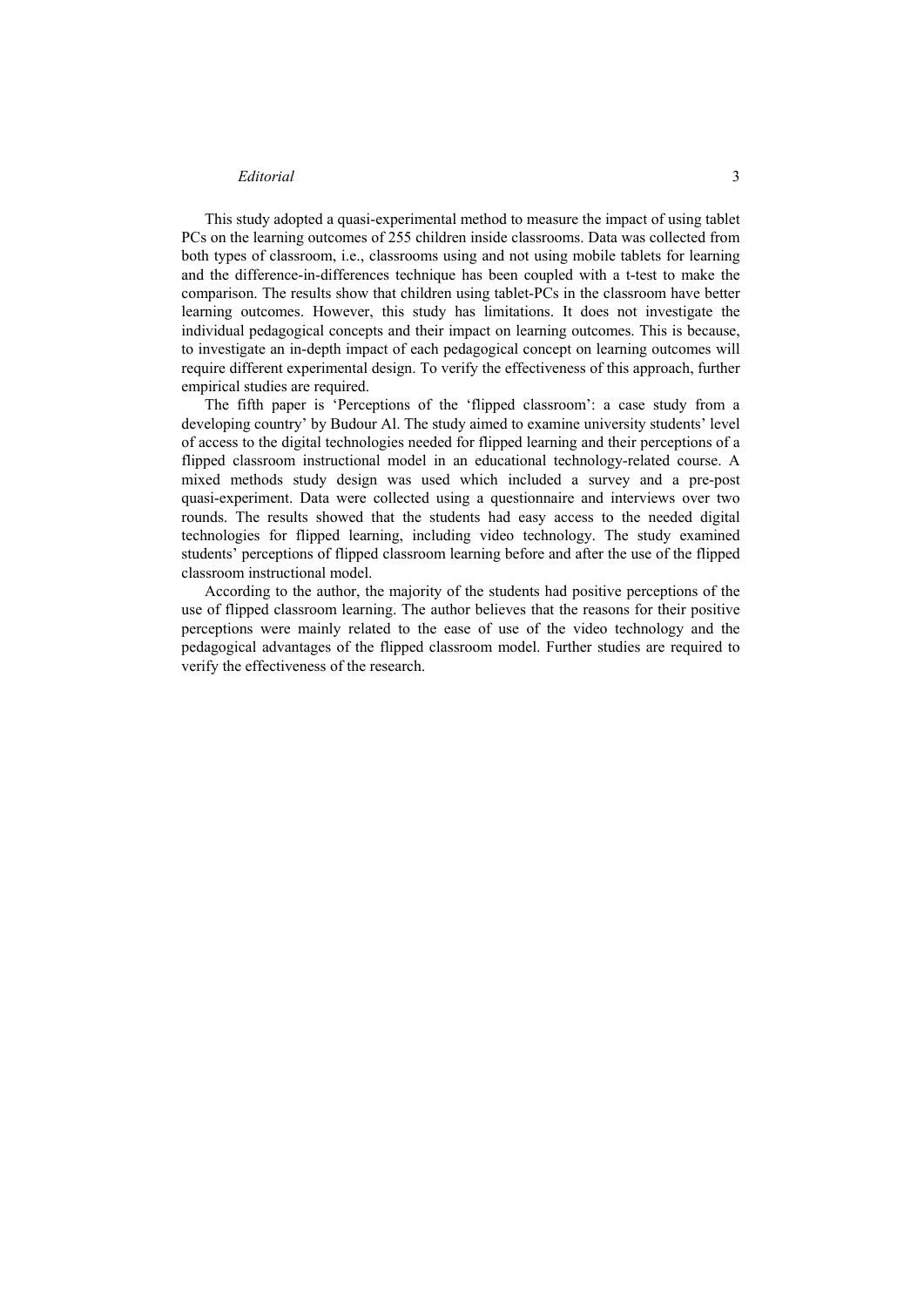This study adopted a quasi-experimental method to measure the impact of using tablet PCs on the learning outcomes of 255 children inside classrooms. Data was collected from both types of classroom, i.e., classrooms using and not using mobile tablets for learning and the difference-in-differences technique has been coupled with a t-test to make the comparison. The results show that children using tablet-PCs in the classroom have better learning outcomes. However, this study has limitations. It does not investigate the individual pedagogical concepts and their impact on learning outcomes. This is because, to investigate an in-depth impact of each pedagogical concept on learning outcomes will require different experimental design. To verify the effectiveness of this approach, further empirical studies are required.

The fifth paper is 'Perceptions of the 'flipped classroom': a case study from a developing country' by Budour Al. The study aimed to examine university students' level of access to the digital technologies needed for flipped learning and their perceptions of a flipped classroom instructional model in an educational technology-related course. A mixed methods study design was used which included a survey and a pre-post quasi-experiment. Data were collected using a questionnaire and interviews over two rounds. The results showed that the students had easy access to the needed digital technologies for flipped learning, including video technology. The study examined students' perceptions of flipped classroom learning before and after the use of the flipped classroom instructional model.

According to the author, the majority of the students had positive perceptions of the use of flipped classroom learning. The author believes that the reasons for their positive perceptions were mainly related to the ease of use of the video technology and the pedagogical advantages of the flipped classroom model. Further studies are required to verify the effectiveness of the research.